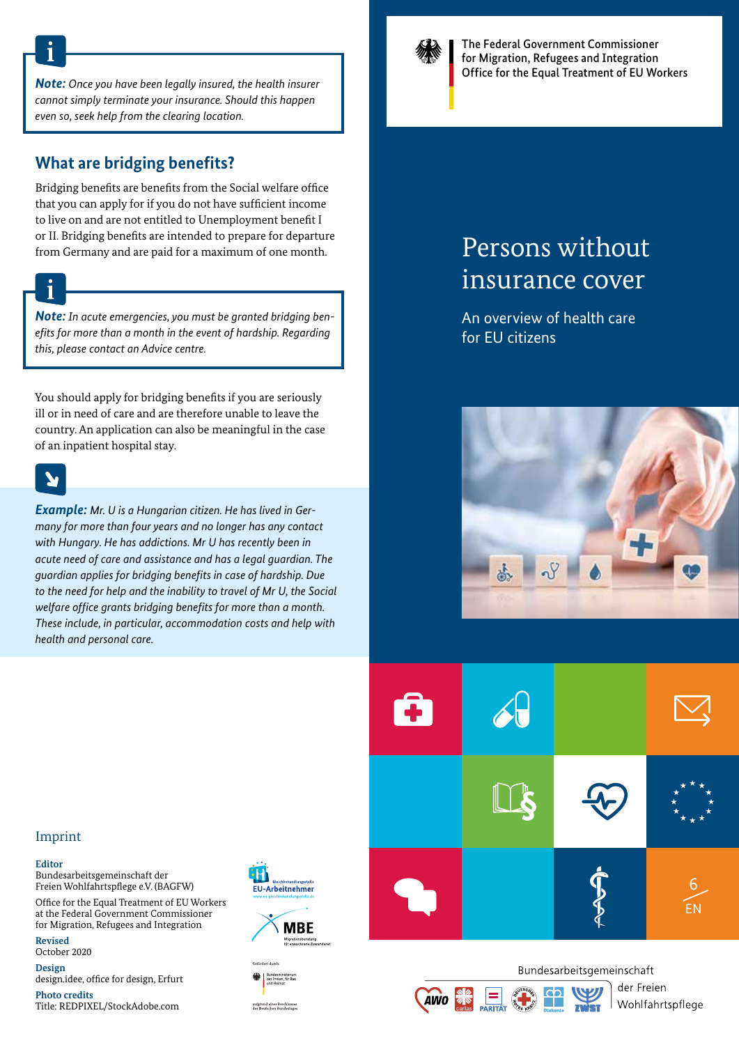**Note:** *Once you have been legally insured, the health insurer cannot simply terminate your insurance. Should this happen even so, seek help from the clearing location.*

## What are bridging benefits?

Bridging benefits are benefits from the Social welfare office that you can apply for if you do not have sufficient income to live on and are not entitled to Unemployment benefit I or II. Bridging benefits are intended to prepare for departure from Germany and are paid for a maximum of one month.

**Note:** *In acute emergencies, you must be granted bridging benefits for more than a month in the event of hardship. Regarding this, please contact an Advice centre.*

You should apply for bridging benefits if you are seriously ill or in need of care and are therefore unable to leave the country. An application can also be meaningful in the case of an inpatient hospital stay.

***Example:*** *Mr. U is a Hungarian citizen. He has lived in Germany for more than four years and no longer has any contact with Hungary. He has addictions. Mr U has recently been in acute need of care and assistance and has a legal guardian. The guardian applies for bridging benefits in case of hardship. Due to the need for help and the inability to travel of Mr U, the Social welfare office grants bridging benefits for more than a month. These include, in particular, accommodation costs and help with health and personal care.*

## Imprint

**Editor**
Bundesarbeitsgemeinschaft der Freien Wohlfahrtspflege e.V. (BAGFW)

Office for the Equal Treatment of EU Workers at the Federal Government Commissioner for Migration, Refugees and Integration

**Revised**
October 2020

**Design**
design.idee, office for design, Erfurt

**Photo credits**
Title: REDPIXEL/StockAdobe.com

The Federal Government Commissioner for Migration, Refugees and Integration
Office for the Equal Treatment of EU Workers

# Persons without insurance cover

An overview of health care for EU citizens

6 EN

Bundesarbeitsgemeinschaft der Freien Wohlfahrtspflege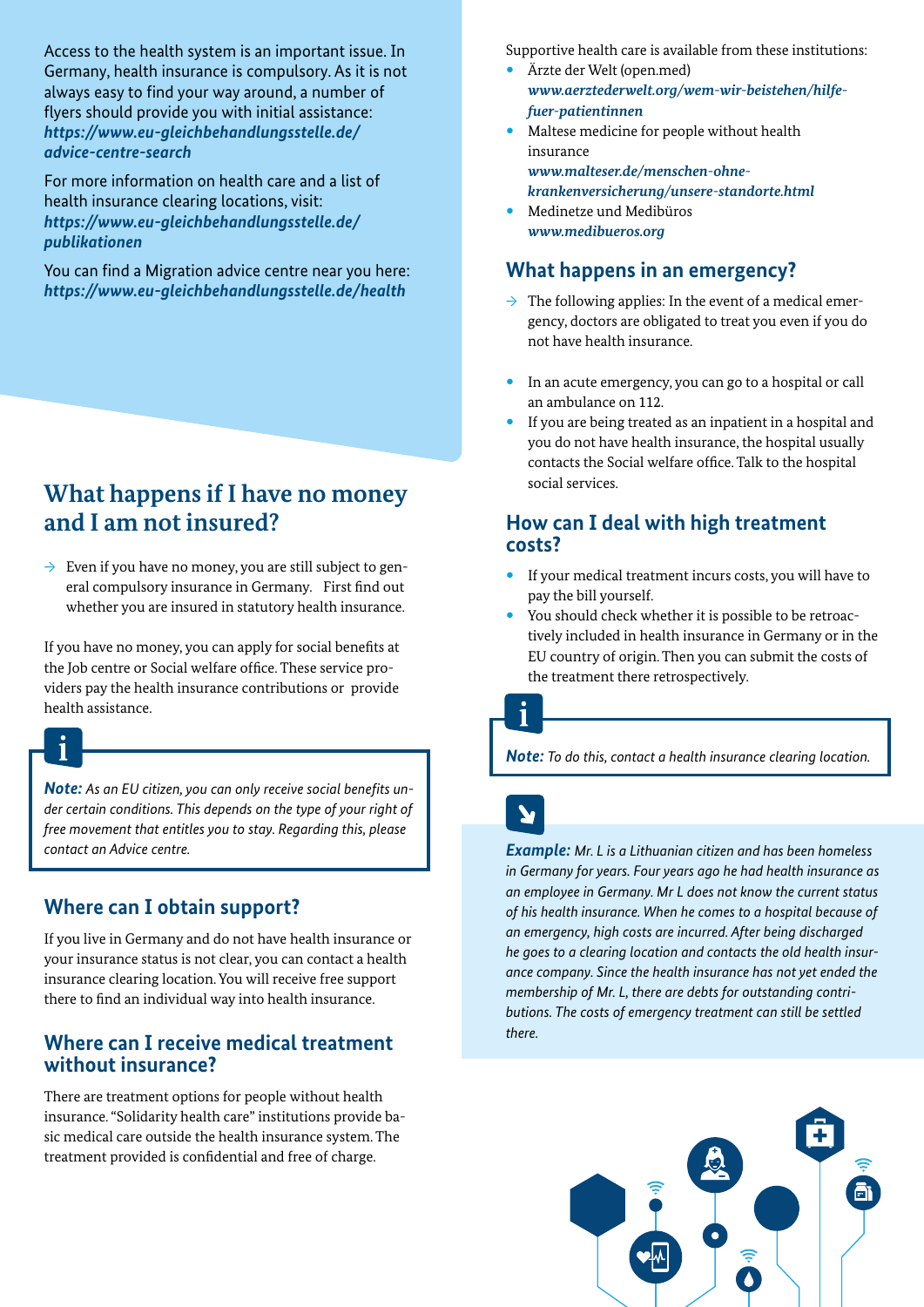Access to the health system is an important issue. In Germany, health insurance is compulsory. As it is not always easy to find your way around, a number of flyers should provide you with initial assistance: ***https://www.eu-gleichbehandlungsstelle.de/advice-centre-search***

For more information on health care and a list of health insurance clearing locations, visit: ***https://www.eu-gleichbehandlungsstelle.de/publikationen***

You can find a Migration advice centre near you here: ***https://www.eu-gleichbehandlungsstelle.de/health***

## What happens if I have no money and I am not insured?

→ Even if you have no money, you are still subject to general compulsory insurance in Germany. First find out whether you are insured in statutory health insurance.

If you have no money, you can apply for social benefits at the Job centre or Social welfare office. These service providers pay the health insurance contributions or provide health assistance.

> **Note:** *As an EU citizen, you can only receive social benefits under certain conditions. This depends on the type of your right of free movement that entitles you to stay. Regarding this, please contact an Advice centre.*

### Where can I obtain support?

If you live in Germany and do not have health insurance or your insurance status is not clear, you can contact a health insurance clearing location. You will receive free support there to find an individual way into health insurance.

### Where can I receive medical treatment without insurance?

There are treatment options for people without health insurance. "Solidarity health care" institutions provide basic medical care outside the health insurance system. The treatment provided is confidential and free of charge.

Supportive health care is available from these institutions:

- Ärzte der Welt (open.med) ***www.aerztederwelt.org/wem-wir-beistehen/hilfe-fuer-patientinnen***
- Maltese medicine for people without health insurance ***www.malteser.de/menschen-ohne-krankenversicherung/unsere-standorte.html***
- Medinetze und Medibüros ***www.medibueros.org***

### What happens in an emergency?

→ The following applies: In the event of a medical emergency, doctors are obligated to treat you even if you do not have health insurance.

- In an acute emergency, you can go to a hospital or call an ambulance on 112.
- If you are being treated as an inpatient in a hospital and you do not have health insurance, the hospital usually contacts the Social welfare office. Talk to the hospital social services.

### How can I deal with high treatment costs?

- If your medical treatment incurs costs, you will have to pay the bill yourself.
- You should check whether it is possible to be retroactively included in health insurance in Germany or in the EU country of origin. Then you can submit the costs of the treatment there retrospectively.

> **Note:** *To do this, contact a health insurance clearing location.*

**Example:** *Mr. L is a Lithuanian citizen and has been homeless in Germany for years. Four years ago he had health insurance as an employee in Germany. Mr L does not know the current status of his health insurance. When he comes to a hospital because of an emergency, high costs are incurred. After being discharged he goes to a clearing location and contacts the old health insurance company. Since the health insurance has not yet ended the membership of Mr. L, there are debts for outstanding contributions. The costs of emergency treatment can still be settled there.*